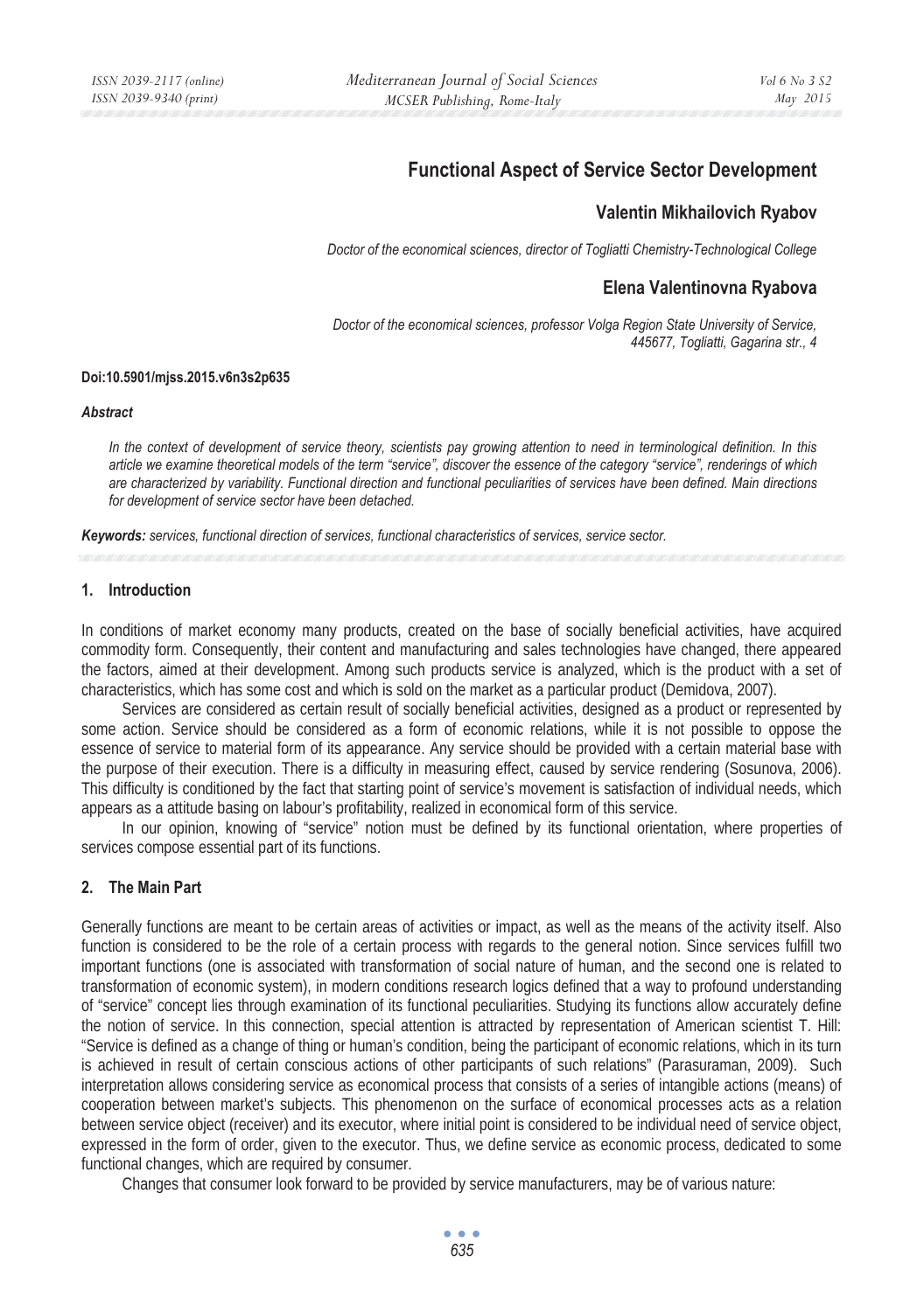# Functional Aspect of Service Sector Development

## Valentin Mikhailovich Ryabov

*Doctor of the economical sciences, director of Togliatti Chemistry-Technological College*

## Elena Valentinovna Ryabova

*Doctor of the economical sciences, professor Volga Region State University of Service, 445677, Togliatti, Gagarina str., 4*

**Doi:10.5901/mjss.2015.v6n3s2p635**

***Abstract***

*In the context of development of service theory, scientists pay growing attention to need in terminological definition. In this article we examine theoretical models of the term "service", discover the essence of the category "service", renderings of which are characterized by variability. Functional direction and functional peculiarities of services have been defined. Main directions for development of service sector have been detached.*

***Keywords:*** *services, functional direction of services, functional characteristics of services, service sector.*

## 1. Introduction

In conditions of market economy many products, created on the base of socially beneficial activities, have acquired commodity form. Consequently, their content and manufacturing and sales technologies have changed, there appeared the factors, aimed at their development. Among such products service is analyzed, which is the product with a set of characteristics, which has some cost and which is sold on the market as a particular product (Demidova, 2007).

Services are considered as certain result of socially beneficial activities, designed as a product or represented by some action. Service should be considered as a form of economic relations, while it is not possible to oppose the essence of service to material form of its appearance. Any service should be provided with a certain material base with the purpose of their execution. There is a difficulty in measuring effect, caused by service rendering (Sosunova, 2006). This difficulty is conditioned by the fact that starting point of service's movement is satisfaction of individual needs, which appears as a attitude basing on labour's profitability, realized in economical form of this service.

In our opinion, knowing of "service" notion must be defined by its functional orientation, where properties of services compose essential part of its functions.

## 2. The Main Part

Generally functions are meant to be certain areas of activities or impact, as well as the means of the activity itself. Also function is considered to be the role of a certain process with regards to the general notion. Since services fulfill two important functions (one is associated with transformation of social nature of human, and the second one is related to transformation of economic system), in modern conditions research logics defined that a way to profound understanding of "service" concept lies through examination of its functional peculiarities. Studying its functions allow accurately define the notion of service. In this connection, special attention is attracted by representation of American scientist T. Hill: "Service is defined as a change of thing or human's condition, being the participant of economic relations, which in its turn is achieved in result of certain conscious actions of other participants of such relations" (Parasuraman, 2009). Such interpretation allows considering service as economical process that consists of a series of intangible actions (means) of cooperation between market's subjects. This phenomenon on the surface of economical processes acts as a relation between service object (receiver) and its executor, where initial point is considered to be individual need of service object, expressed in the form of order, given to the executor. Thus, we define service as economic process, dedicated to some functional changes, which are required by consumer.

Changes that consumer look forward to be provided by service manufacturers, may be of various nature: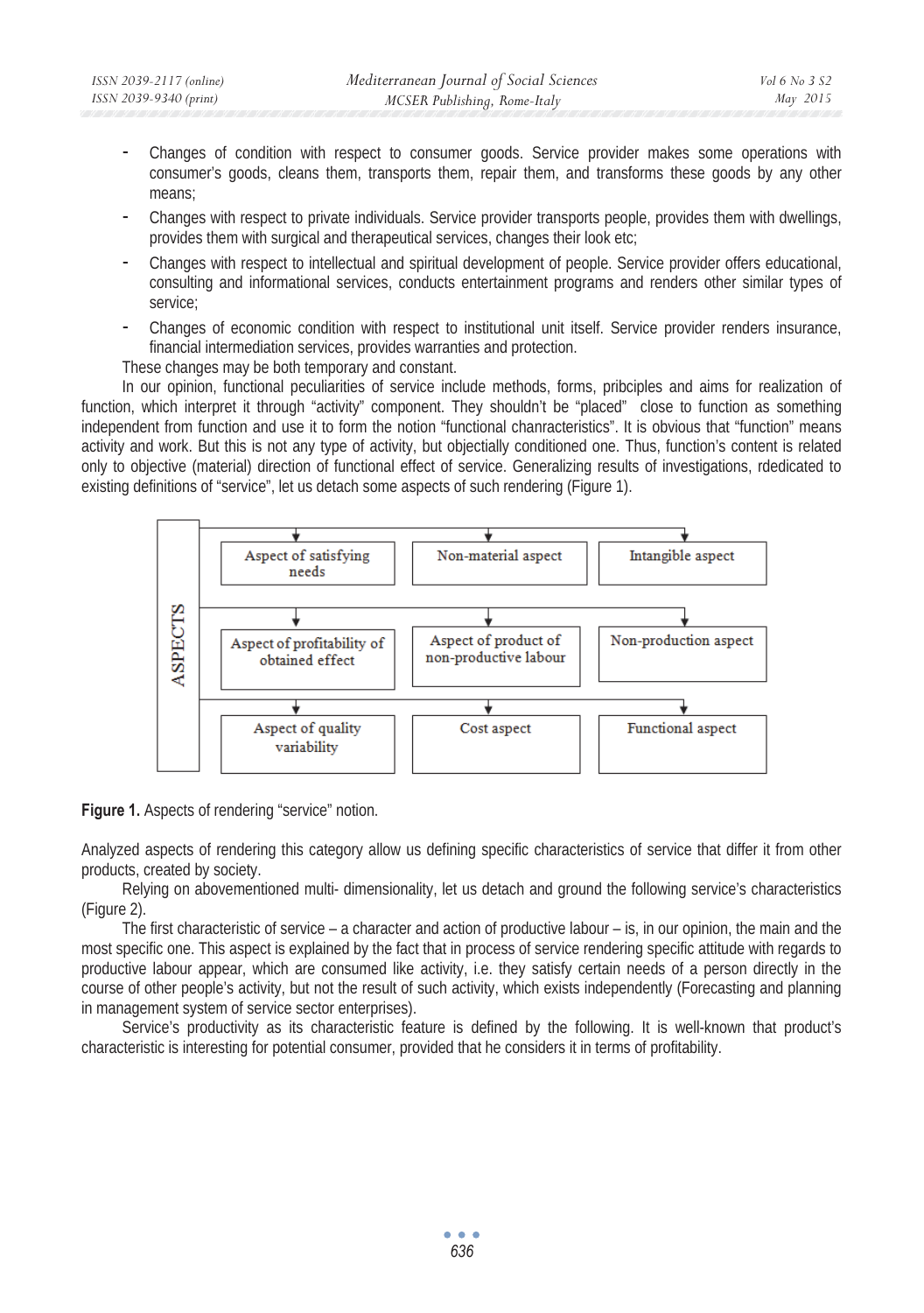- Changes of condition with respect to consumer goods. Service provider makes some operations with consumer's goods, cleans them, transports them, repair them, and transforms these goods by any other means;
- Changes with respect to private individuals. Service provider transports people, provides them with dwellings, provides them with surgical and therapeutical services, changes their look etc;
- Changes with respect to intellectual and spiritual development of people. Service provider offers educational, consulting and informational services, conducts entertainment programs and renders other similar types of service;
- Changes of economic condition with respect to institutional unit itself. Service provider renders insurance, financial intermediation services, provides warranties and protection.

These changes may be both temporary and constant.

In our opinion, functional peculiarities of service include methods, forms, pribciples and aims for realization of function, which interpret it through "activity" component. They shouldn't be "placed" close to function as something independent from function and use it to form the notion "functional chanracteristics". It is obvious that "function" means activity and work. But this is not any type of activity, but objectially conditioned one. Thus, function's content is related only to objective (material) direction of functional effect of service. Generalizing results of investigations, rdedicated to existing definitions of "service", let us detach some aspects of such rendering (Figure 1).

ASPECTS

| | | |
|---|---|---|
| Aspect of satisfying needs | Non-material aspect | Intangible aspect |
| Aspect of profitability of obtained effect | Aspect of product of non-productive labour | Non-production aspect |
| Aspect of quality variability | Cost aspect | Functional aspect |

**Figure 1.** Aspects of rendering "service" notion.

Analyzed aspects of rendering this category allow us defining specific characteristics of service that differ it from other products, created by society.

Relying on abovementioned multi- dimensionality, let us detach and ground the following service's characteristics (Figure 2).

The first characteristic of service – a character and action of productive labour – is, in our opinion, the main and the most specific one. This aspect is explained by the fact that in process of service rendering specific attitude with regards to productive labour appear, which are consumed like activity, i.e. they satisfy certain needs of a person directly in the course of other people's activity, but not the result of such activity, which exists independently (Forecasting and planning in management system of service sector enterprises).

Service's productivity as its characteristic feature is defined by the following. It is well-known that product's characteristic is interesting for potential consumer, provided that he considers it in terms of profitability.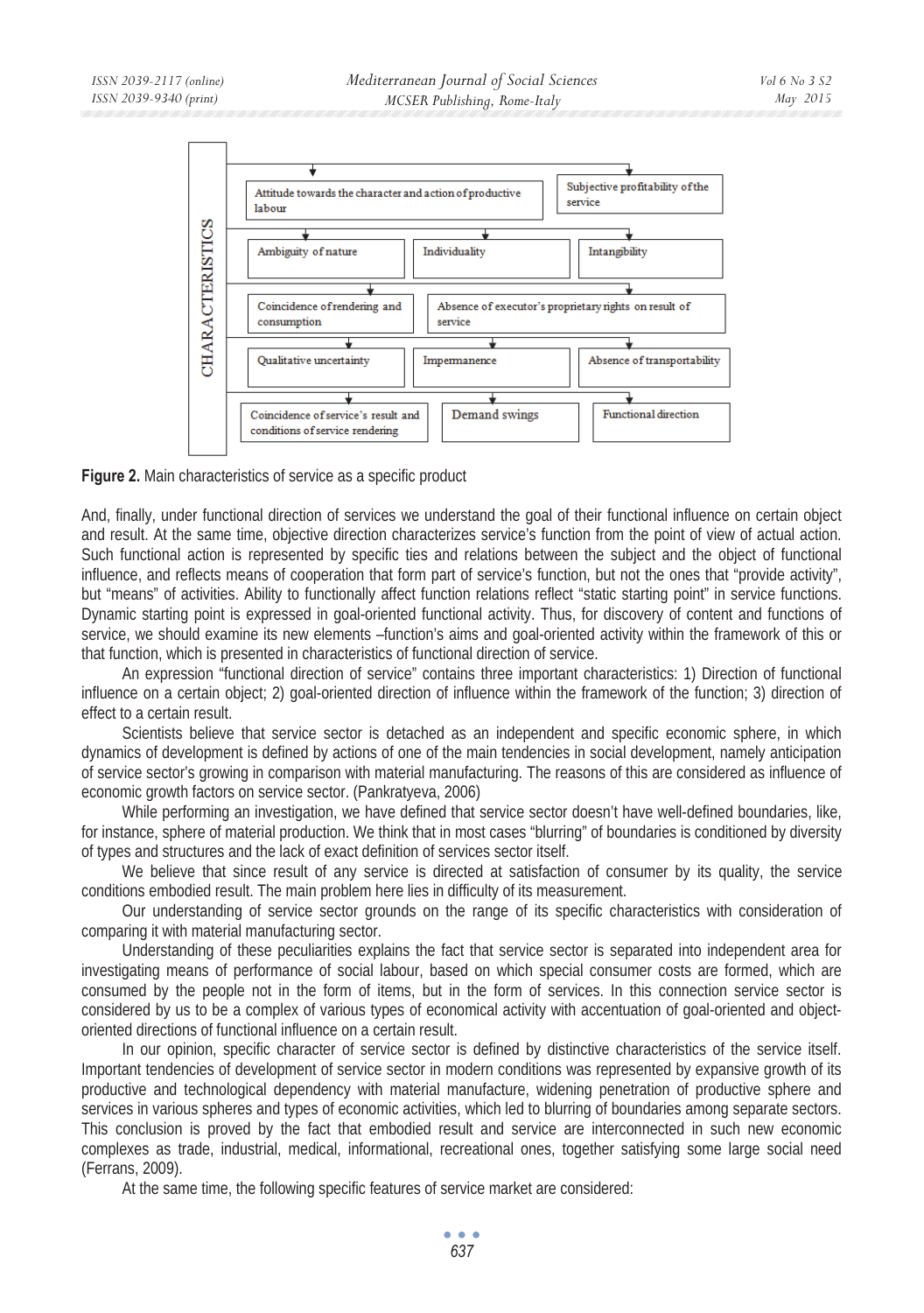CHARACTERISTICS

- Attitude towards the character and action of productive labour
- Subjective profitability of the service
- Ambiguity of nature
- Individuality
- Intangibility
- Coincidence of rendering and consumption
- Absence of executor's proprietary rights on result of service
- Qualitative uncertainty
- Impermanence
- Absence of transportability
- Coincidence of service's result and conditions of service rendering
- Demand swings
- Functional direction

**Figure 2.** Main characteristics of service as a specific product

And, finally, under functional direction of services we understand the goal of their functional influence on certain object and result. At the same time, objective direction characterizes service's function from the point of view of actual action. Such functional action is represented by specific ties and relations between the subject and the object of functional influence, and reflects means of cooperation that form part of service's function, but not the ones that "provide activity", but "means" of activities. Ability to functionally affect function relations reflect "static starting point" in service functions. Dynamic starting point is expressed in goal-oriented functional activity. Thus, for discovery of content and functions of service, we should examine its new elements –function's aims and goal-oriented activity within the framework of this or that function, which is presented in characteristics of functional direction of service.

An expression "functional direction of service" contains three important characteristics: 1) Direction of functional influence on a certain object; 2) goal-oriented direction of influence within the framework of the function; 3) direction of effect to a certain result.

Scientists believe that service sector is detached as an independent and specific economic sphere, in which dynamics of development is defined by actions of one of the main tendencies in social development, namely anticipation of service sector's growing in comparison with material manufacturing. The reasons of this are considered as influence of economic growth factors on service sector. (Pankratyeva, 2006)

While performing an investigation, we have defined that service sector doesn't have well-defined boundaries, like, for instance, sphere of material production. We think that in most cases "blurring" of boundaries is conditioned by diversity of types and structures and the lack of exact definition of services sector itself.

We believe that since result of any service is directed at satisfaction of consumer by its quality, the service conditions embodied result. The main problem here lies in difficulty of its measurement.

Our understanding of service sector grounds on the range of its specific characteristics with consideration of comparing it with material manufacturing sector.

Understanding of these peculiarities explains the fact that service sector is separated into independent area for investigating means of performance of social labour, based on which special consumer costs are formed, which are consumed by the people not in the form of items, but in the form of services. In this connection service sector is considered by us to be a complex of various types of economical activity with accentuation of goal-oriented and object-oriented directions of functional influence on a certain result.

In our opinion, specific character of service sector is defined by distinctive characteristics of the service itself. Important tendencies of development of service sector in modern conditions was represented by expansive growth of its productive and technological dependency with material manufacture, widening penetration of productive sphere and services in various spheres and types of economic activities, which led to blurring of boundaries among separate sectors. This conclusion is proved by the fact that embodied result and service are interconnected in such new economic complexes as trade, industrial, medical, informational, recreational ones, together satisfying some large social need (Ferrans, 2009).

At the same time, the following specific features of service market are considered: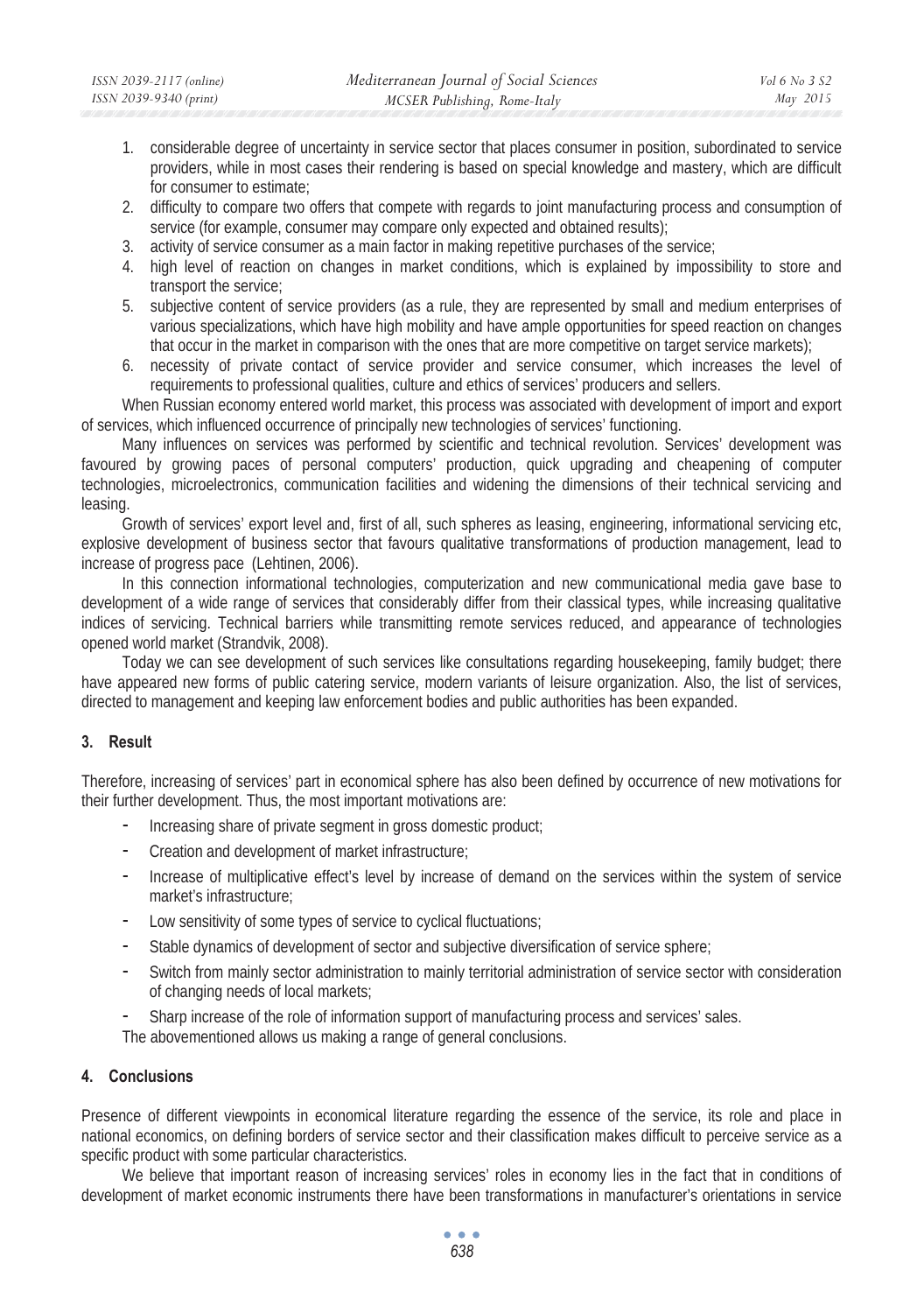1. considerable degree of uncertainty in service sector that places consumer in position, subordinated to service providers, while in most cases their rendering is based on special knowledge and mastery, which are difficult for consumer to estimate;
2. difficulty to compare two offers that compete with regards to joint manufacturing process and consumption of service (for example, consumer may compare only expected and obtained results);
3. activity of service consumer as a main factor in making repetitive purchases of the service;
4. high level of reaction on changes in market conditions, which is explained by impossibility to store and transport the service;
5. subjective content of service providers (as a rule, they are represented by small and medium enterprises of various specializations, which have high mobility and have ample opportunities for speed reaction on changes that occur in the market in comparison with the ones that are more competitive on target service markets);
6. necessity of private contact of service provider and service consumer, which increases the level of requirements to professional qualities, culture and ethics of services' producers and sellers.

When Russian economy entered world market, this process was associated with development of import and export of services, which influenced occurrence of principally new technologies of services' functioning.

Many influences on services was performed by scientific and technical revolution. Services' development was favoured by growing paces of personal computers' production, quick upgrading and cheapening of computer technologies, microelectronics, communication facilities and widening the dimensions of their technical servicing and leasing.

Growth of services' export level and, first of all, such spheres as leasing, engineering, informational servicing etc, explosive development of business sector that favours qualitative transformations of production management, lead to increase of progress pace (Lehtinen, 2006).

In this connection informational technologies, computerization and new communicational media gave base to development of a wide range of services that considerably differ from their classical types, while increasing qualitative indices of servicing. Technical barriers while transmitting remote services reduced, and appearance of technologies opened world market (Strandvik, 2008).

Today we can see development of such services like consultations regarding housekeeping, family budget; there have appeared new forms of public catering service, modern variants of leisure organization. Also, the list of services, directed to management and keeping law enforcement bodies and public authorities has been expanded.

## 3. Result

Therefore, increasing of services' part in economical sphere has also been defined by occurrence of new motivations for their further development. Thus, the most important motivations are:

- Increasing share of private segment in gross domestic product;
- Creation and development of market infrastructure;
- Increase of multiplicative effect's level by increase of demand on the services within the system of service market's infrastructure;
- Low sensitivity of some types of service to cyclical fluctuations;
- Stable dynamics of development of sector and subjective diversification of service sphere;
- Switch from mainly sector administration to mainly territorial administration of service sector with consideration of changing needs of local markets;
- Sharp increase of the role of information support of manufacturing process and services' sales.

The abovementioned allows us making a range of general conclusions.

## 4. Conclusions

Presence of different viewpoints in economical literature regarding the essence of the service, its role and place in national economics, on defining borders of service sector and their classification makes difficult to perceive service as a specific product with some particular characteristics.

We believe that important reason of increasing services' roles in economy lies in the fact that in conditions of development of market economic instruments there have been transformations in manufacturer's orientations in service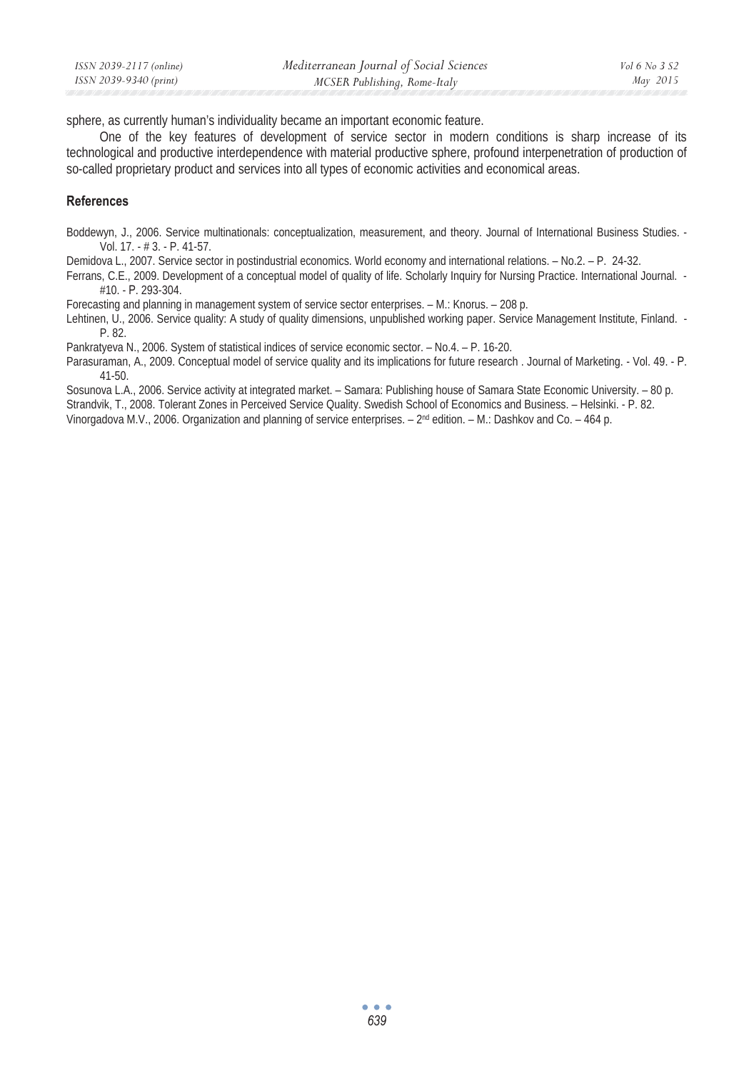sphere, as currently human's individuality became an important economic feature.

One of the key features of development of service sector in modern conditions is sharp increase of its technological and productive interdependence with material productive sphere, profound interpenetration of production of so-called proprietary product and services into all types of economic activities and economical areas.

## References

Boddewyn, J., 2006. Service multinationals: conceptualization, measurement, and theory. Journal of International Business Studies. - Vol. 17. - # 3. - P. 41-57.

Demidova L., 2007. Service sector in postindustrial economics. World economy and international relations. – No.2. – P. 24-32.

Ferrans, C.E., 2009. Development of a conceptual model of quality of life. Scholarly Inquiry for Nursing Practice. International Journal. - #10. - P. 293-304.

Forecasting and planning in management system of service sector enterprises. – M.: Knorus. – 208 p.

Lehtinen, U., 2006. Service quality: A study of quality dimensions, unpublished working paper. Service Management Institute, Finland. - P. 82.

Pankratyeva N., 2006. System of statistical indices of service economic sector. – No.4. – P. 16-20.

Parasuraman, A., 2009. Conceptual model of service quality and its implications for future research . Journal of Marketing. - Vol. 49. - P. 41-50.

Sosunova L.A., 2006. Service activity at integrated market. – Samara: Publishing house of Samara State Economic University. – 80 p.

Strandvik, T., 2008. Tolerant Zones in Perceived Service Quality. Swedish School of Economics and Business. – Helsinki. - P. 82.

Vinorgadova M.V., 2006. Organization and planning of service enterprises. – 2nd edition. – M.: Dashkov and Co. – 464 p.